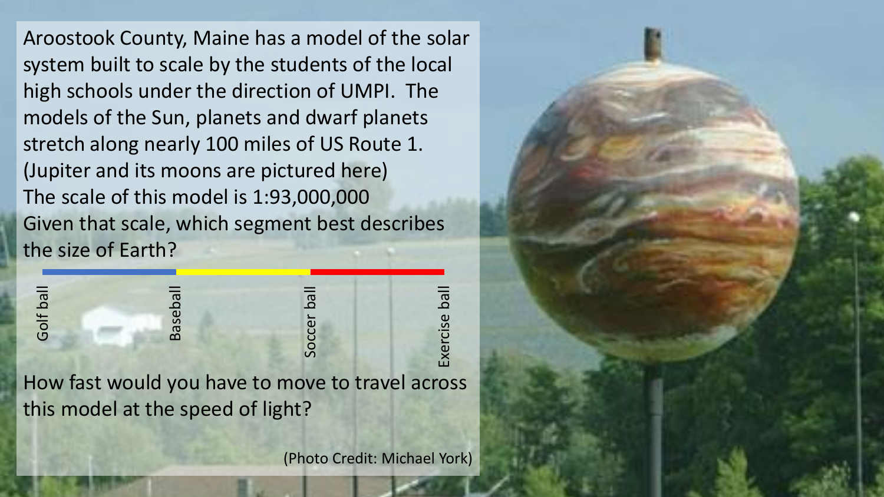Aroostook County, Maine has a model of the solar system built to scale by the students of the local high schools under the direction of UMPI. The models of the Sun, planets and dwarf planets stretch along nearly 100 miles of US Route 1. (Jupiter and its moons are pictured here)

The scale of this model is 1:93,000,000

Given that scale, which segment best describes the size of Earth?

Golf ball

Baseball

Soccer ball

Exercise ball

How fast would you have to move to travel across this model at the speed of light?

(Photo Credit: Michael York)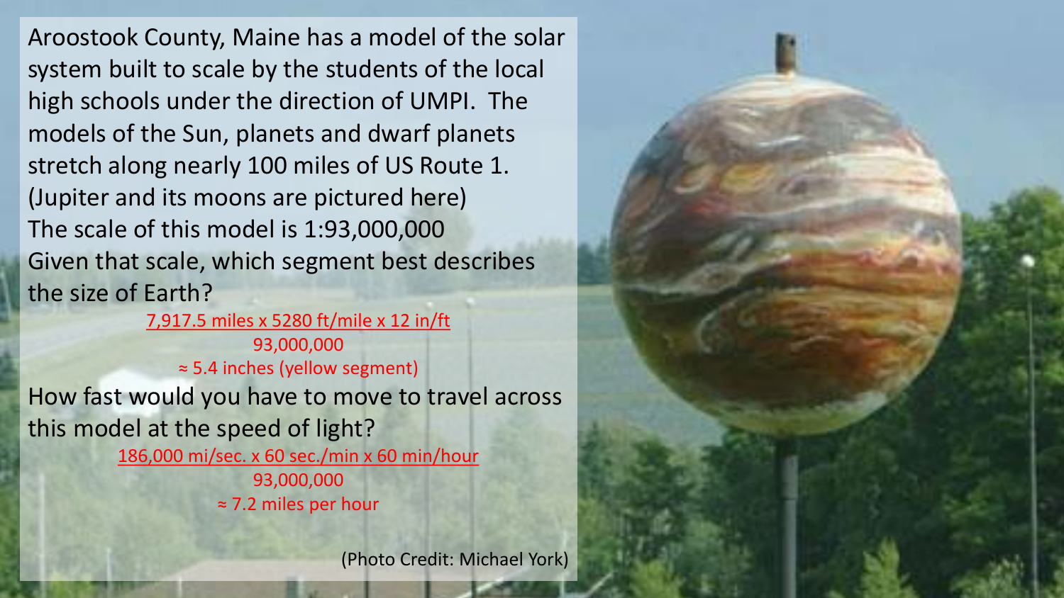Aroostook County, Maine has a model of the solar system built to scale by the students of the local high schools under the direction of UMPI. The models of the Sun, planets and dwarf planets stretch along nearly 100 miles of US Route 1. (Jupiter and its moons are pictured here)

The scale of this model is 1:93,000,000

Given that scale, which segment best describes the size of Earth?

$$\frac{7{,}917.5 \text{ miles} \times 5280 \text{ ft/mile} \times 12 \text{ in/ft}}{93{,}000{,}000}$$

≈ 5.4 inches (yellow segment)

How fast would you have to move to travel across this model at the speed of light?

$$\frac{186{,}000 \text{ mi/sec.} \times 60 \text{ sec./min} \times 60 \text{ min/hour}}{93{,}000{,}000}$$

≈ 7.2 miles per hour

(Photo Credit: Michael York)